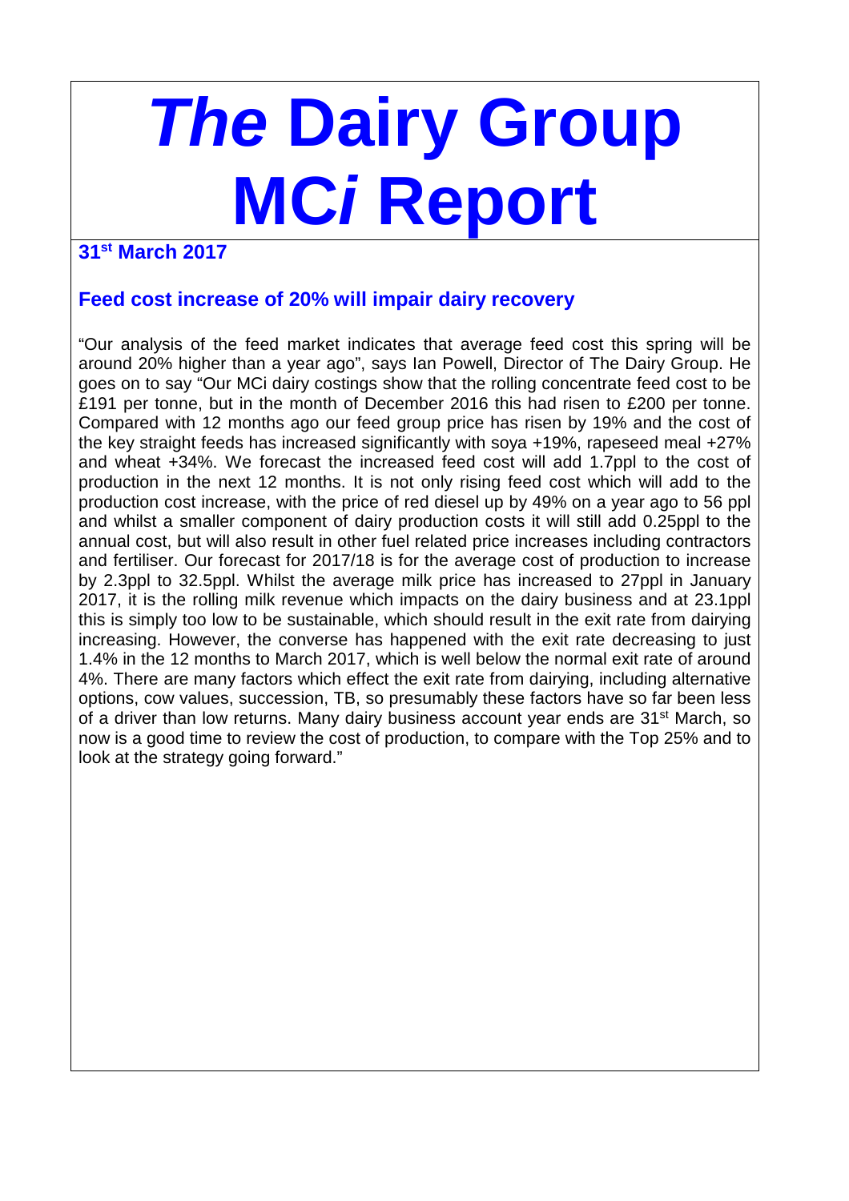# *The* Dairy Group MC*i* Report

**31st March 2017**

## Feed cost increase of 20% will impair dairy recovery

"Our analysis of the feed market indicates that average feed cost this spring will be around 20% higher than a year ago", says Ian Powell, Director of The Dairy Group. He goes on to say "Our MCi dairy costings show that the rolling concentrate feed cost to be £191 per tonne, but in the month of December 2016 this had risen to £200 per tonne. Compared with 12 months ago our feed group price has risen by 19% and the cost of the key straight feeds has increased significantly with soya +19%, rapeseed meal +27% and wheat +34%. We forecast the increased feed cost will add 1.7ppl to the cost of production in the next 12 months. It is not only rising feed cost which will add to the production cost increase, with the price of red diesel up by 49% on a year ago to 56 ppl and whilst a smaller component of dairy production costs it will still add 0.25ppl to the annual cost, but will also result in other fuel related price increases including contractors and fertiliser. Our forecast for 2017/18 is for the average cost of production to increase by 2.3ppl to 32.5ppl. Whilst the average milk price has increased to 27ppl in January 2017, it is the rolling milk revenue which impacts on the dairy business and at 23.1ppl this is simply too low to be sustainable, which should result in the exit rate from dairying increasing. However, the converse has happened with the exit rate decreasing to just 1.4% in the 12 months to March 2017, which is well below the normal exit rate of around 4%. There are many factors which effect the exit rate from dairying, including alternative options, cow values, succession, TB, so presumably these factors have so far been less of a driver than low returns. Many dairy business account year ends are 31st March, so now is a good time to review the cost of production, to compare with the Top 25% and to look at the strategy going forward."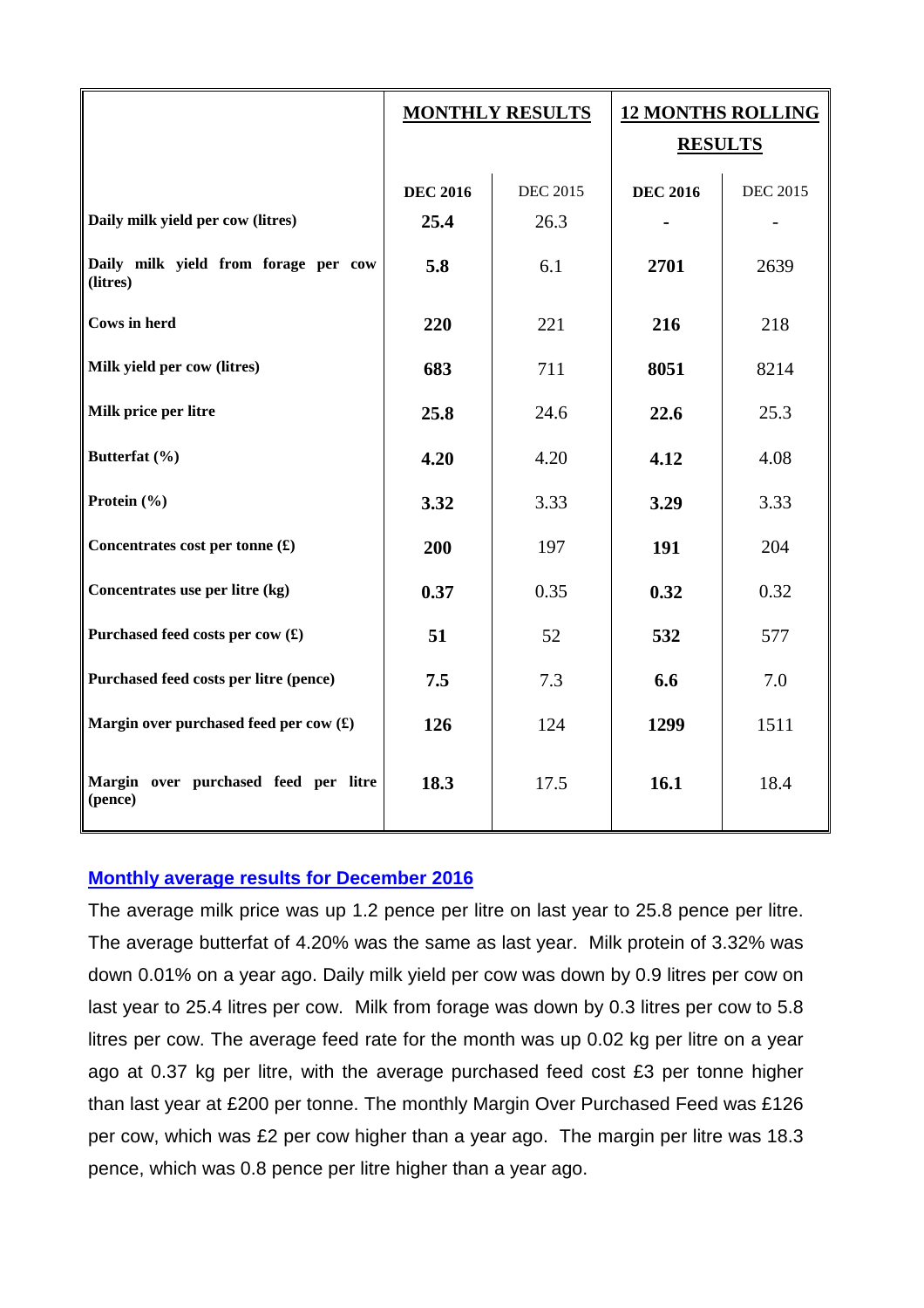| | MONTHLY RESULTS | | 12 MONTHS ROLLING RESULTS | |
|---|---|---|---|---|
| | **DEC 2016** | DEC 2015 | **DEC 2016** | DEC 2015 |
| **Daily milk yield per cow (litres)** | **25.4** | 26.3 | **-** | - |
| **Daily milk yield from forage per cow (litres)** | **5.8** | 6.1 | **2701** | 2639 |
| **Cows in herd** | **220** | 221 | **216** | 218 |
| **Milk yield per cow (litres)** | **683** | 711 | **8051** | 8214 |
| **Milk price per litre** | **25.8** | 24.6 | **22.6** | 25.3 |
| **Butterfat (%)** | **4.20** | 4.20 | **4.12** | 4.08 |
| **Protein (%)** | **3.32** | 3.33 | **3.29** | 3.33 |
| **Concentrates cost per tonne (£)** | **200** | 197 | **191** | 204 |
| **Concentrates use per litre (kg)** | **0.37** | 0.35 | **0.32** | 0.32 |
| **Purchased feed costs per cow (£)** | **51** | 52 | **532** | 577 |
| **Purchased feed costs per litre (pence)** | **7.5** | 7.3 | **6.6** | 7.0 |
| **Margin over purchased feed per cow (£)** | **126** | 124 | **1299** | 1511 |
| **Margin over purchased feed per litre (pence)** | **18.3** | 17.5 | **16.1** | 18.4 |

## Monthly average results for December 2016

The average milk price was up 1.2 pence per litre on last year to 25.8 pence per litre. The average butterfat of 4.20% was the same as last year. Milk protein of 3.32% was down 0.01% on a year ago. Daily milk yield per cow was down by 0.9 litres per cow on last year to 25.4 litres per cow. Milk from forage was down by 0.3 litres per cow to 5.8 litres per cow. The average feed rate for the month was up 0.02 kg per litre on a year ago at 0.37 kg per litre, with the average purchased feed cost £3 per tonne higher than last year at £200 per tonne. The monthly Margin Over Purchased Feed was £126 per cow, which was £2 per cow higher than a year ago. The margin per litre was 18.3 pence, which was 0.8 pence per litre higher than a year ago.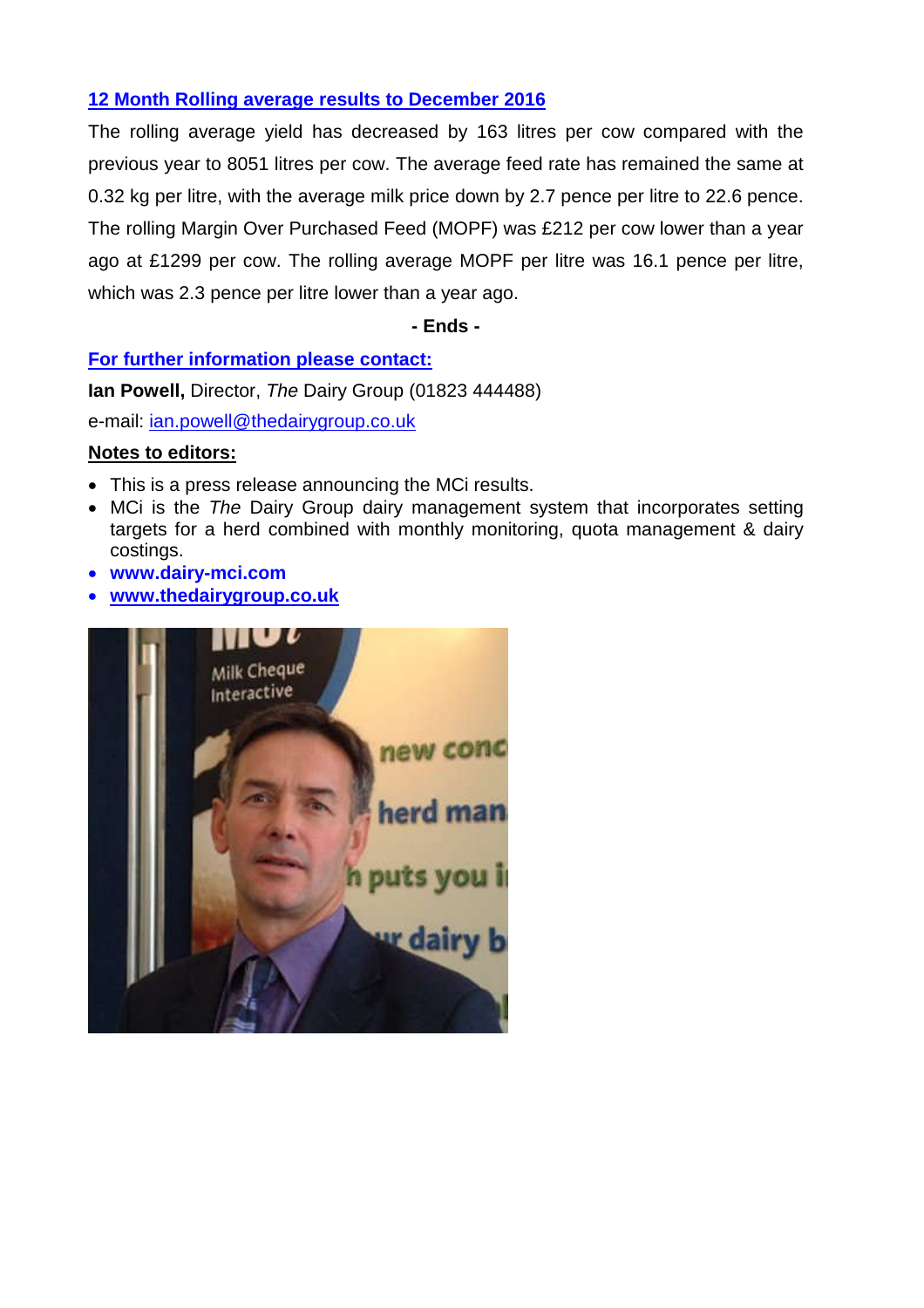## 12 Month Rolling average results to December 2016

The rolling average yield has decreased by 163 litres per cow compared with the previous year to 8051 litres per cow. The average feed rate has remained the same at 0.32 kg per litre, with the average milk price down by 2.7 pence per litre to 22.6 pence. The rolling Margin Over Purchased Feed (MOPF) was £212 per cow lower than a year ago at £1299 per cow. The rolling average MOPF per litre was 16.1 pence per litre, which was 2.3 pence per litre lower than a year ago.

**- Ends -**

## For further information please contact:

**Ian Powell,** Director, *The* Dairy Group (01823 444488)

e-mail: ian.powell@thedairygroup.co.uk

**Notes to editors:**

- This is a press release announcing the MCi results.
- MCi is the *The* Dairy Group dairy management system that incorporates setting targets for a herd combined with monthly monitoring, quota management & dairy costings.
- **www.dairy-mci.com**
- **www.thedairygroup.co.uk**